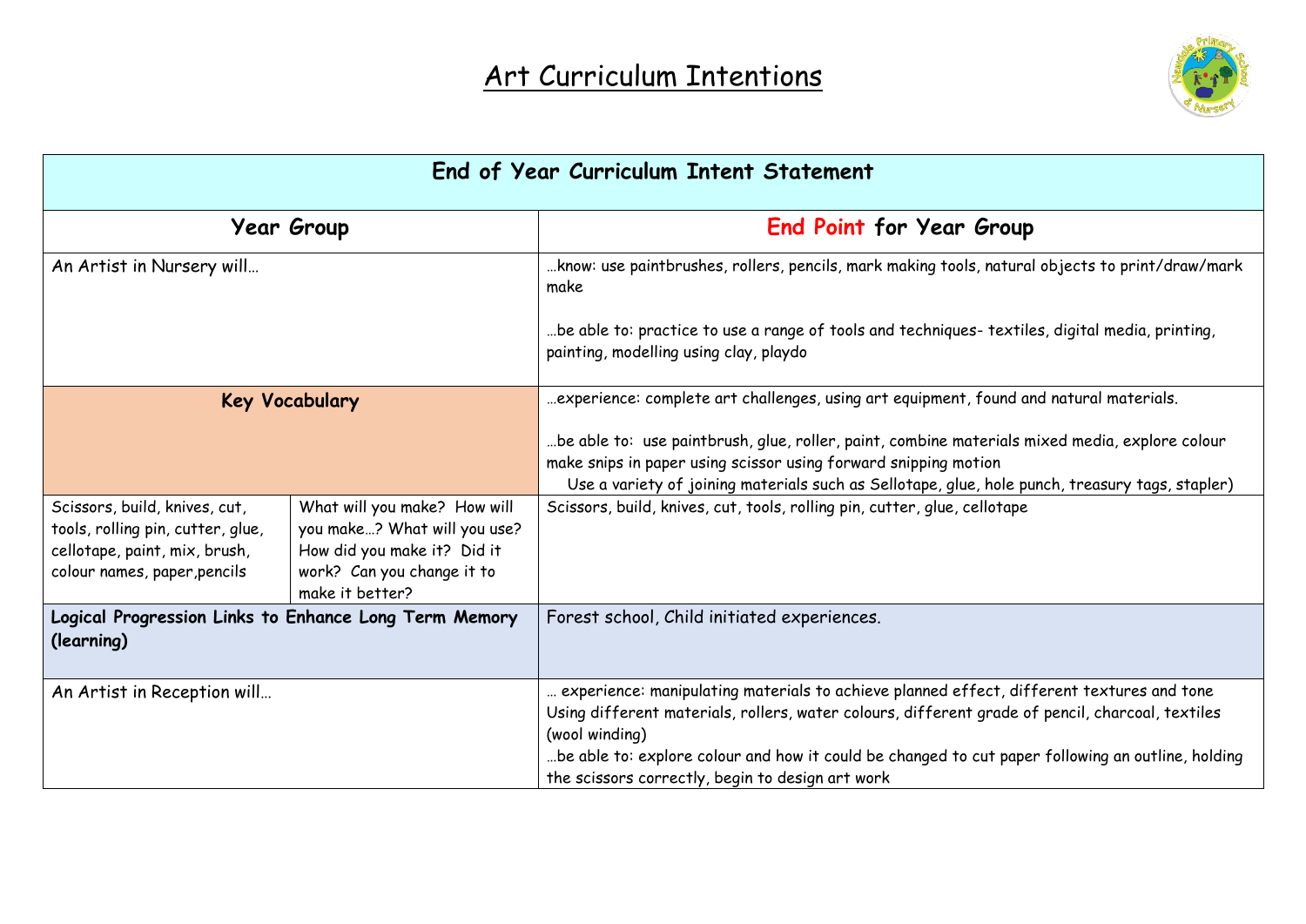# Art Curriculum Intentions

| End of Year Curriculum Intent Statement | | |
|---|---|---|
| **Year Group** | | **End Point for Year Group** |
| An Artist in Nursery will… | | …know: use paintbrushes, rollers, pencils, mark making tools, natural objects to print/draw/mark make<br><br>…be able to: practice to use a range of tools and techniques- textiles, digital media, printing, painting, modelling using clay, playdo |
| **Key Vocabulary** | | …experience: complete art challenges, using art equipment, found and natural materials.<br><br>…be able to: use paintbrush, glue, roller, paint, combine materials mixed media, explore colour make snips in paper using scissor using forward snipping motion<br>Use a variety of joining materials such as Sellotape, glue, hole punch, treasury tags, stapler) |
| Scissors, build, knives, cut, tools, rolling pin, cutter, glue, cellotape, paint, mix, brush, colour names, paper,pencils | What will you make? How will you make…? What will you use? How did you make it? Did it work? Can you change it to make it better? | Scissors, build, knives, cut, tools, rolling pin, cutter, glue, cellotape |
| **Logical Progression Links to Enhance Long Term Memory (learning)** | | Forest school, Child initiated experiences. |
| An Artist in Reception will… | | … experience: manipulating materials to achieve planned effect, different textures and tone Using different materials, rollers, water colours, different grade of pencil, charcoal, textiles (wool winding)<br>…be able to: explore colour and how it could be changed to cut paper following an outline, holding the scissors correctly, begin to design art work |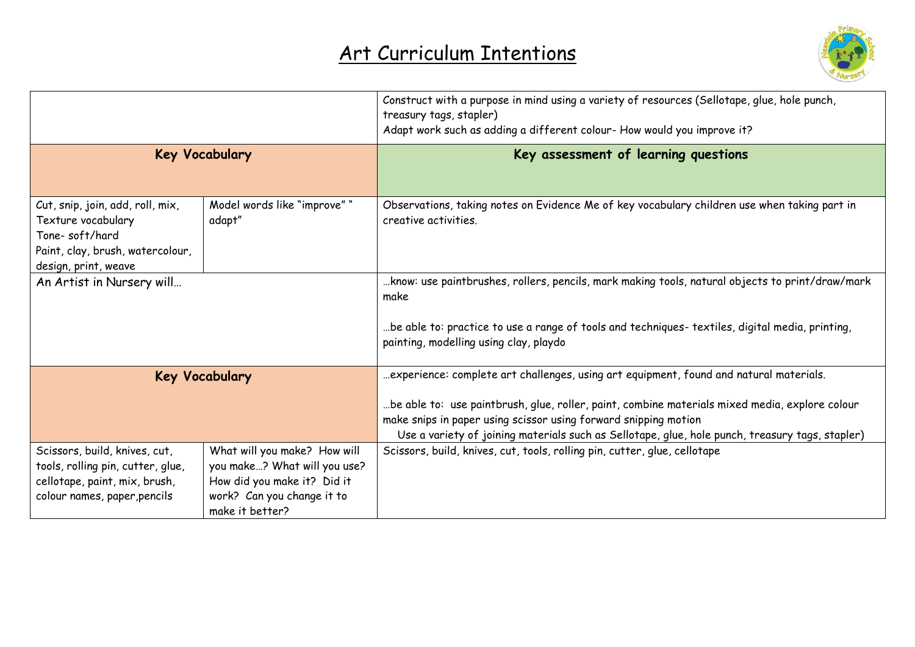# Art Curriculum Intentions

| | | |
|---|---|---|
| | | Construct with a purpose in mind using a variety of resources (Sellotape, glue, hole punch, treasury tags, stapler)<br>Adapt work such as adding a different colour- How would you improve it? |
| **Key Vocabulary** | | **Key assessment of learning questions** |
| Cut, snip, join, add, roll, mix,<br>Texture vocabulary<br>Tone- soft/hard<br>Paint, clay, brush, watercolour, design, print, weave | Model words like "improve" " adapt" | Observations, taking notes on Evidence Me of key vocabulary children use when taking part in creative activities. |
| An Artist in Nursery will… | | …know: use paintbrushes, rollers, pencils, mark making tools, natural objects to print/draw/mark make<br><br>…be able to: practice to use a range of tools and techniques- textiles, digital media, printing, painting, modelling using clay, playdo |
| **Key Vocabulary** | | …experience: complete art challenges, using art equipment, found and natural materials.<br><br>…be able to: use paintbrush, glue, roller, paint, combine materials mixed media, explore colour make snips in paper using scissor using forward snipping motion<br>Use a variety of joining materials such as Sellotape, glue, hole punch, treasury tags, stapler) |
| Scissors, build, knives, cut, tools, rolling pin, cutter, glue, cellotape, paint, mix, brush, colour names, paper,pencils | What will you make? How will you make…? What will you use? How did you make it? Did it work? Can you change it to make it better? | Scissors, build, knives, cut, tools, rolling pin, cutter, glue, cellotape |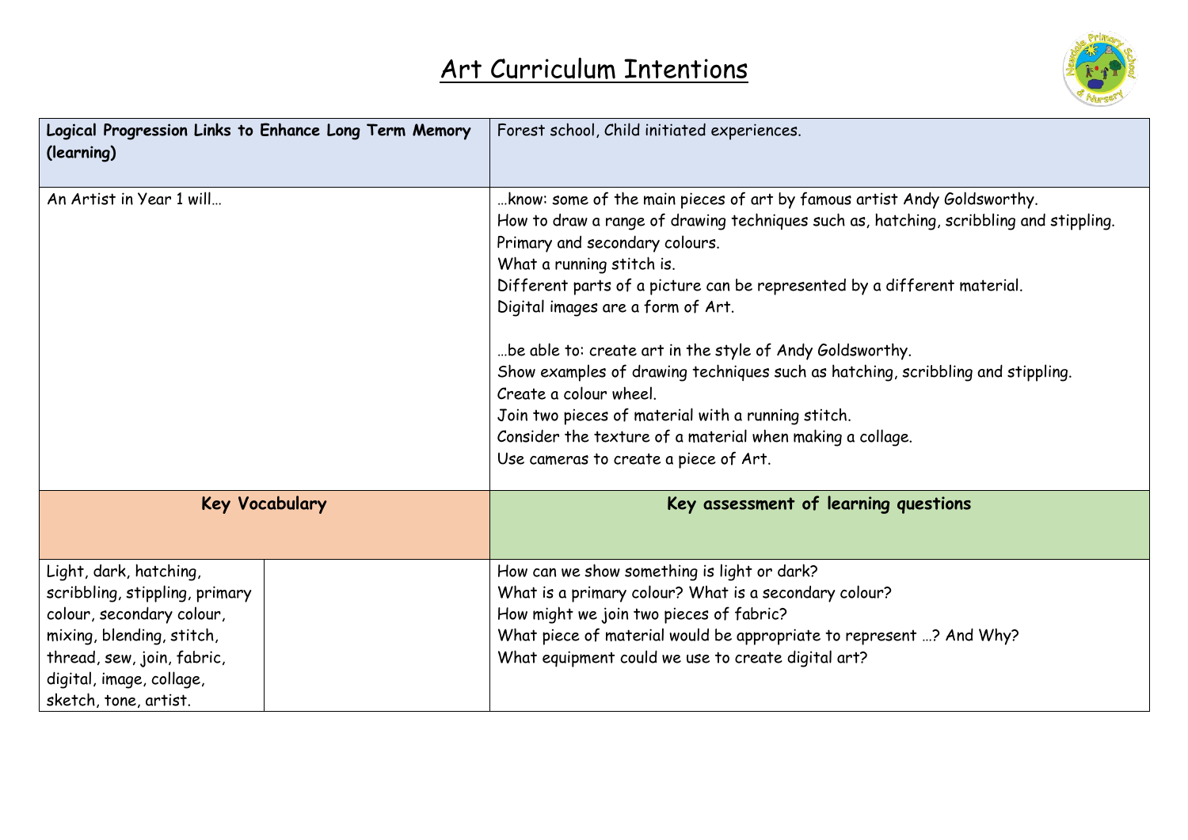# Art Curriculum Intentions

| **Logical Progression Links to Enhance Long Term Memory (learning)** | | Forest school, Child initiated experiences. |
|---|---|---|
| An Artist in Year 1 will… | | …know: some of the main pieces of art by famous artist Andy Goldsworthy.<br>How to draw a range of drawing techniques such as, hatching, scribbling and stippling.<br>Primary and secondary colours.<br>What a running stitch is.<br>Different parts of a picture can be represented by a different material.<br>Digital images are a form of Art.<br><br>…be able to: create art in the style of Andy Goldsworthy.<br>Show examples of drawing techniques such as hatching, scribbling and stippling.<br>Create a colour wheel.<br>Join two pieces of material with a running stitch.<br>Consider the texture of a material when making a collage.<br>Use cameras to create a piece of Art. |
| **Key Vocabulary** | | **Key assessment of learning questions** |
| Light, dark, hatching, scribbling, stippling, primary colour, secondary colour, mixing, blending, stitch, thread, sew, join, fabric, digital, image, collage, sketch, tone, artist. | | How can we show something is light or dark?<br>What is a primary colour? What is a secondary colour?<br>How might we join two pieces of fabric?<br>What piece of material would be appropriate to represent …? And Why?<br>What equipment could we use to create digital art? |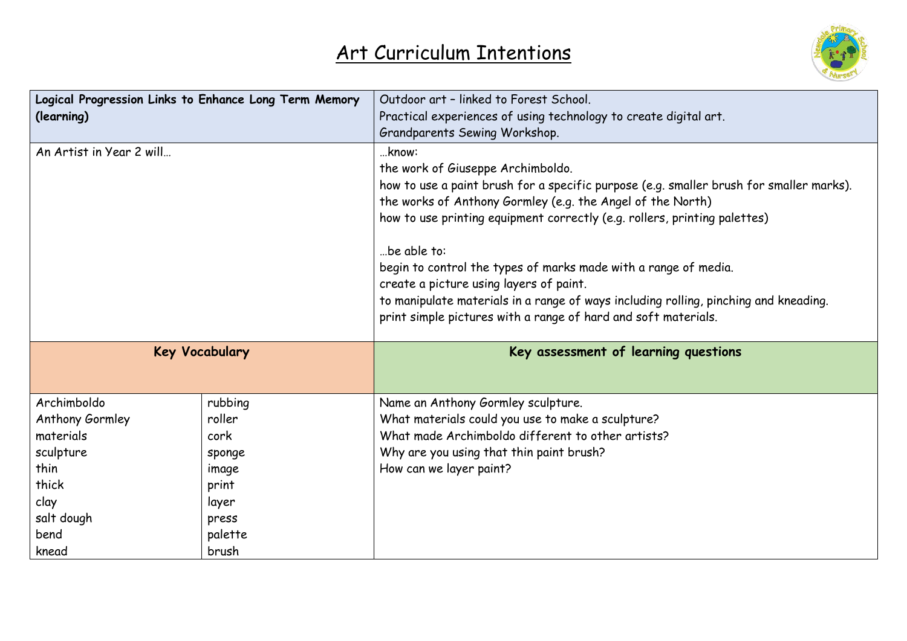# Art Curriculum Intentions

| **Logical Progression Links to Enhance Long Term Memory (learning)** | | Outdoor art – linked to Forest School.<br>Practical experiences of using technology to create digital art.<br>Grandparents Sewing Workshop. |
|---|---|---|
| An Artist in Year 2 will… | | …know:<br>the work of Giuseppe Archimboldo.<br>how to use a paint brush for a specific purpose (e.g. smaller brush for smaller marks).<br>the works of Anthony Gormley (e.g. the Angel of the North)<br>how to use printing equipment correctly (e.g. rollers, printing palettes)<br><br>…be able to:<br>begin to control the types of marks made with a range of media.<br>create a picture using layers of paint.<br>to manipulate materials in a range of ways including rolling, pinching and kneading.<br>print simple pictures with a range of hard and soft materials. |
| **Key Vocabulary** | | **Key assessment of learning questions** |
| Archimboldo<br>Anthony Gormley<br>materials<br>sculpture<br>thin<br>thick<br>clay<br>salt dough<br>bend<br>knead | rubbing<br>roller<br>cork<br>sponge<br>image<br>print<br>layer<br>press<br>palette<br>brush | Name an Anthony Gormley sculpture.<br>What materials could you use to make a sculpture?<br>What made Archimboldo different to other artists?<br>Why are you using that thin paint brush?<br>How can we layer paint? |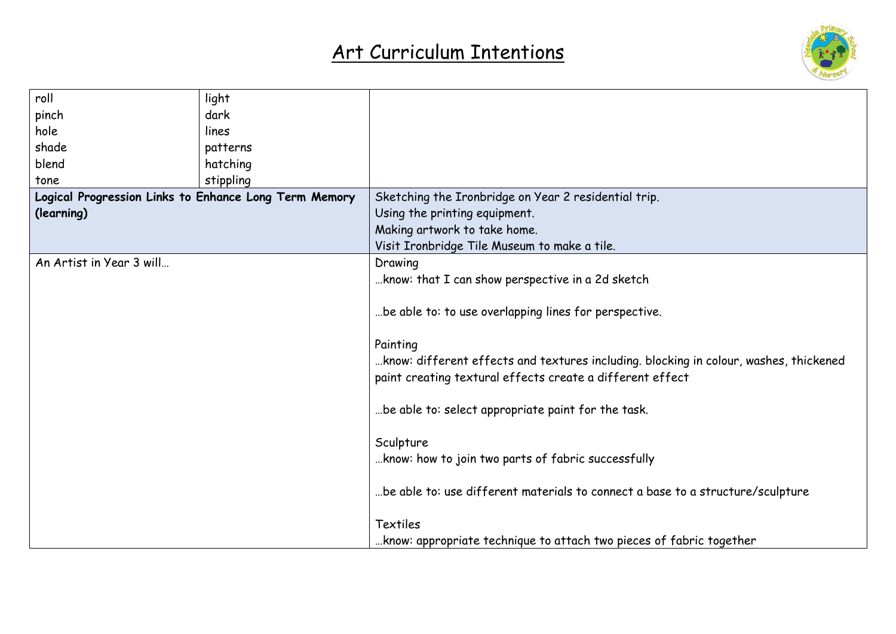# Art Curriculum Intentions

| | | |
|---|---|---|
| roll<br>pinch<br>hole<br>shade<br>blend<br>tone | light<br>dark<br>lines<br>patterns<br>hatching<br>stippling | |
| **Logical Progression Links to Enhance Long Term Memory (learning)** | | Sketching the Ironbridge on Year 2 residential trip.<br>Using the printing equipment.<br>Making artwork to take home.<br>Visit Ironbridge Tile Museum to make a tile. |
| An Artist in Year 3 will… | | Drawing<br>…know: that I can show perspective in a 2d sketch<br><br>…be able to: to use overlapping lines for perspective.<br><br>Painting<br>…know: different effects and textures including. blocking in colour, washes, thickened paint creating textural effects create a different effect<br><br>…be able to: select appropriate paint for the task.<br><br>Sculpture<br>…know: how to join two parts of fabric successfully<br><br>…be able to: use different materials to connect a base to a structure/sculpture<br><br>Textiles<br>…know: appropriate technique to attach two pieces of fabric together |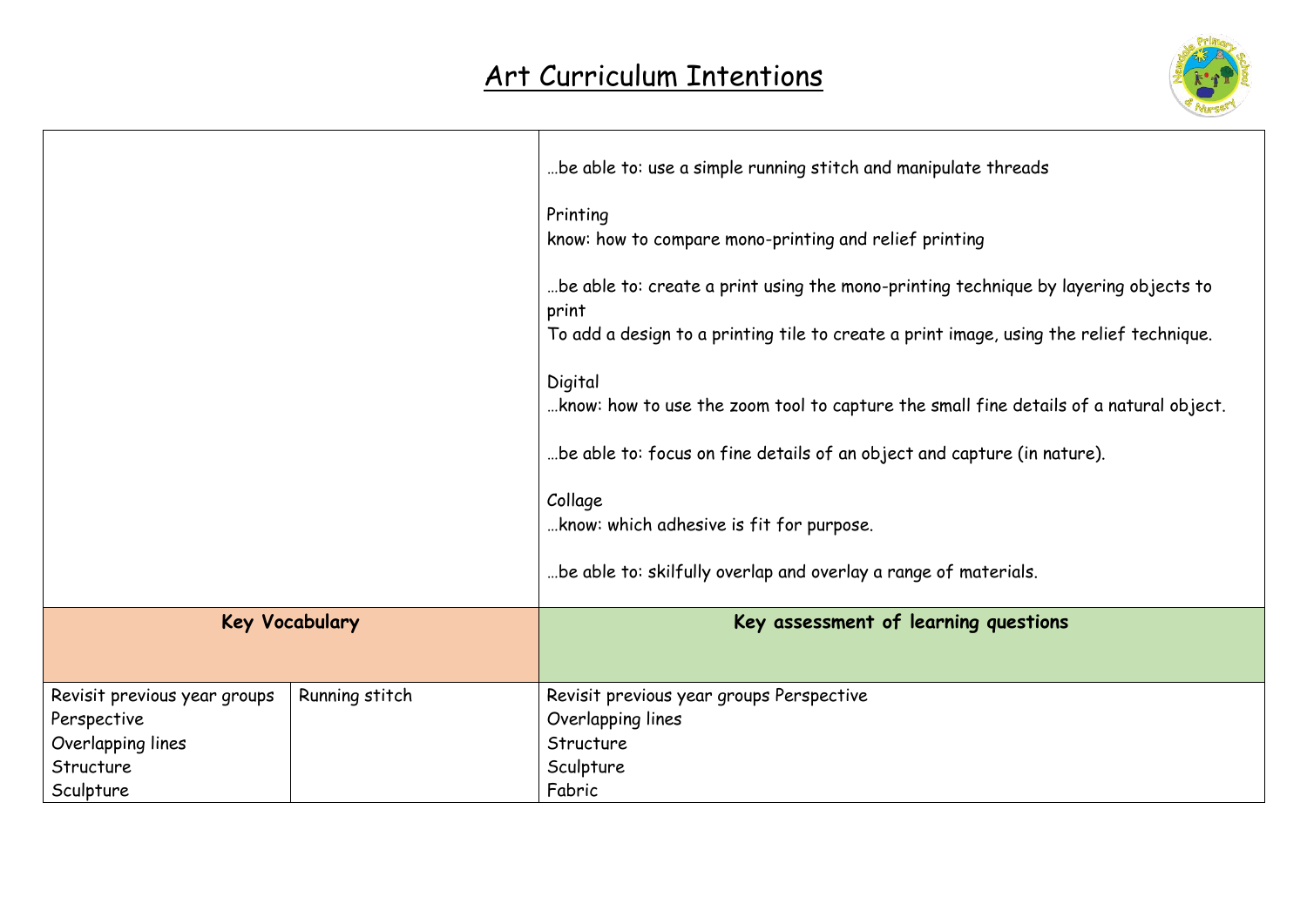# Art Curriculum Intentions

| | | |
|---|---|---|
| | | …be able to: use a simple running stitch and manipulate threads<br><br>Printing<br>know: how to compare mono-printing and relief printing<br><br>…be able to: create a print using the mono-printing technique by layering objects to print<br>To add a design to a printing tile to create a print image, using the relief technique.<br><br>Digital<br>…know: how to use the zoom tool to capture the small fine details of a natural object.<br><br>…be able to: focus on fine details of an object and capture (in nature).<br><br>Collage<br>…know: which adhesive is fit for purpose.<br><br>…be able to: skilfully overlap and overlay a range of materials. |
| **Key Vocabulary** | | **Key assessment of learning questions** |
| Revisit previous year groups<br>Perspective<br>Overlapping lines<br>Structure<br>Sculpture | Running stitch | Revisit previous year groups Perspective<br>Overlapping lines<br>Structure<br>Sculpture<br>Fabric |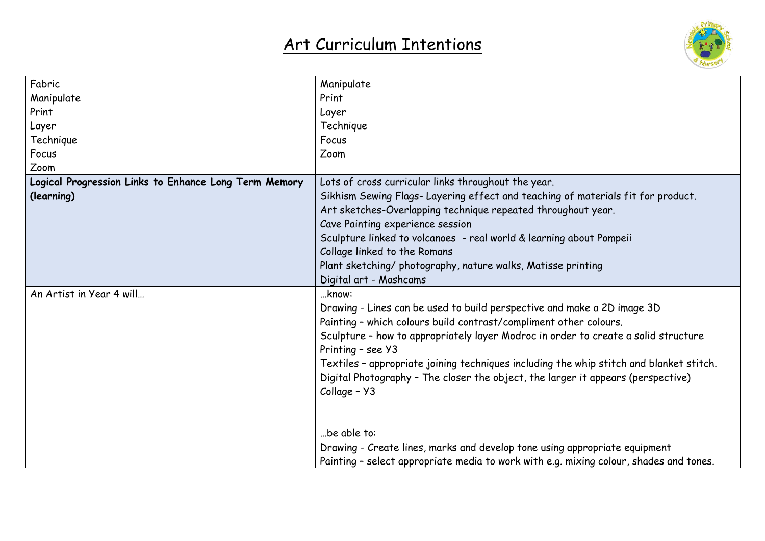# Art Curriculum Intentions

| | | |
|---|---|---|
| Fabric<br>Manipulate<br>Print<br>Layer<br>Technique<br>Focus<br>Zoom | | Manipulate<br>Print<br>Layer<br>Technique<br>Focus<br>Zoom |
| **Logical Progression Links to Enhance Long Term Memory (learning)** | | Lots of cross curricular links throughout the year.<br>Sikhism Sewing Flags- Layering effect and teaching of materials fit for product.<br>Art sketches-Overlapping technique repeated throughout year.<br>Cave Painting experience session<br>Sculpture linked to volcanoes - real world & learning about Pompeii<br>Collage linked to the Romans<br>Plant sketching/ photography, nature walks, Matisse printing<br>Digital art - Mashcams |
| An Artist in Year 4 will… | | …know:<br>Drawing - Lines can be used to build perspective and make a 2D image 3D<br>Painting – which colours build contrast/compliment other colours.<br>Sculpture – how to appropriately layer Modroc in order to create a solid structure<br>Printing – see Y3<br>Textiles – appropriate joining techniques including the whip stitch and blanket stitch.<br>Digital Photography – The closer the object, the larger it appears (perspective)<br>Collage – Y3<br><br>…be able to:<br>Drawing - Create lines, marks and develop tone using appropriate equipment<br>Painting – select appropriate media to work with e.g. mixing colour, shades and tones. |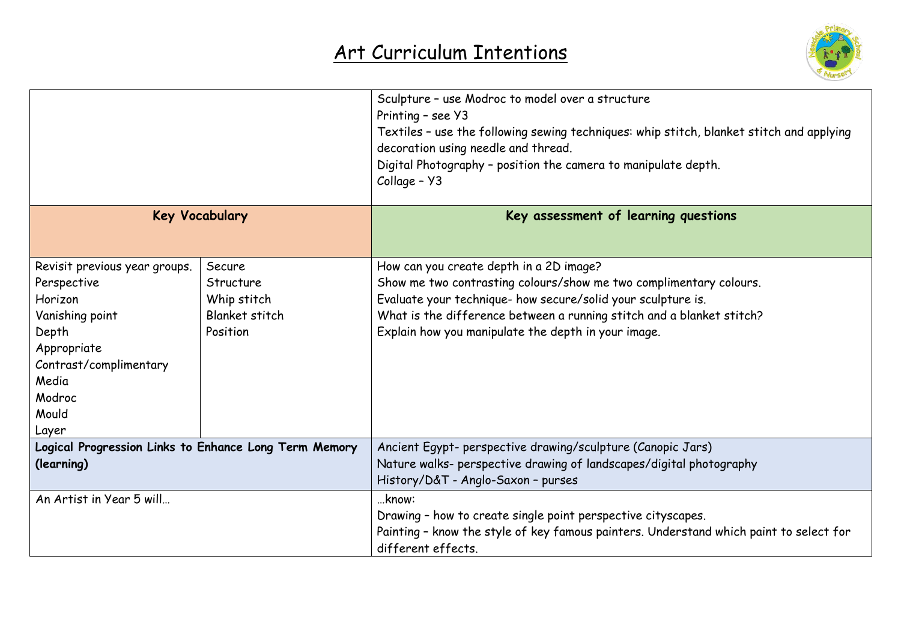# Art Curriculum Intentions

| | | |
|---|---|---|
| | | Sculpture – use Modroc to model over a structure<br>Printing – see Y3<br>Textiles – use the following sewing techniques: whip stitch, blanket stitch and applying decoration using needle and thread.<br>Digital Photography – position the camera to manipulate depth.<br>Collage – Y3 |
| **Key Vocabulary** | | **Key assessment of learning questions** |
| Revisit previous year groups.<br>Perspective<br>Horizon<br>Vanishing point<br>Depth<br>Appropriate<br>Contrast/complimentary<br>Media<br>Modroc<br>Mould<br>Layer | Secure<br>Structure<br>Whip stitch<br>Blanket stitch<br>Position | How can you create depth in a 2D image?<br>Show me two contrasting colours/show me two complimentary colours.<br>Evaluate your technique- how secure/solid your sculpture is.<br>What is the difference between a running stitch and a blanket stitch?<br>Explain how you manipulate the depth in your image. |
| **Logical Progression Links to Enhance Long Term Memory (learning)** | | Ancient Egypt- perspective drawing/sculpture (Canopic Jars)<br>Nature walks- perspective drawing of landscapes/digital photography<br>History/D&T - Anglo-Saxon – purses |
| An Artist in Year 5 will… | | …know:<br>Drawing – how to create single point perspective cityscapes.<br>Painting – know the style of key famous painters. Understand which paint to select for different effects. |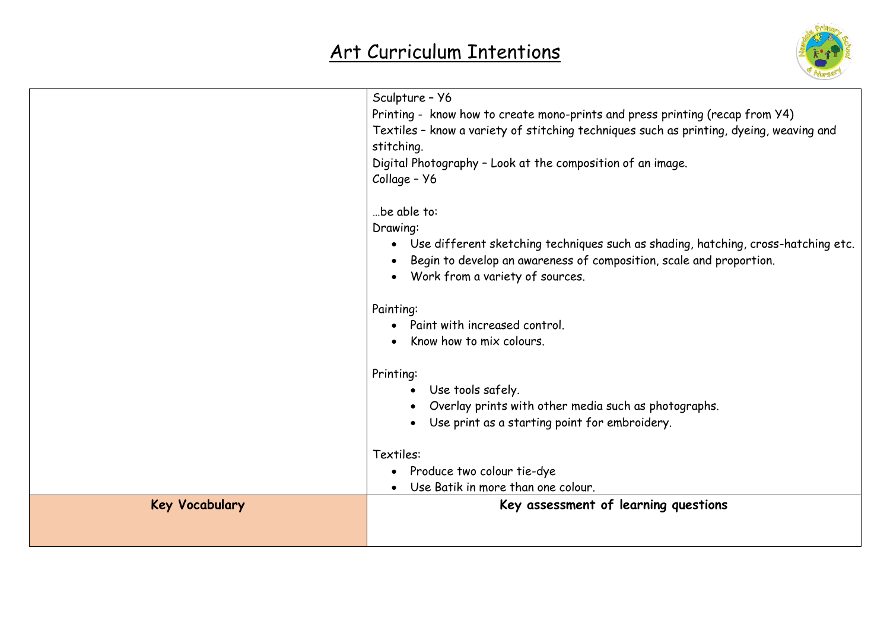# Art Curriculum Intentions

| | |
|---|---|
| | Sculpture – Y6<br>Printing - know how to create mono-prints and press printing (recap from Y4)<br>Textiles – know a variety of stitching techniques such as printing, dyeing, weaving and stitching.<br>Digital Photography – Look at the composition of an image.<br>Collage – Y6<br><br>…be able to:<br>Drawing:<br>• Use different sketching techniques such as shading, hatching, cross-hatching etc.<br>• Begin to develop an awareness of composition, scale and proportion.<br>• Work from a variety of sources.<br><br>Painting:<br>• Paint with increased control.<br>• Know how to mix colours.<br><br>Printing:<br>• Use tools safely.<br>• Overlay prints with other media such as photographs.<br>• Use print as a starting point for embroidery.<br><br>Textiles:<br>• Produce two colour tie-dye<br>• Use Batik in more than one colour. |
| **Key Vocabulary** | **Key assessment of learning questions** |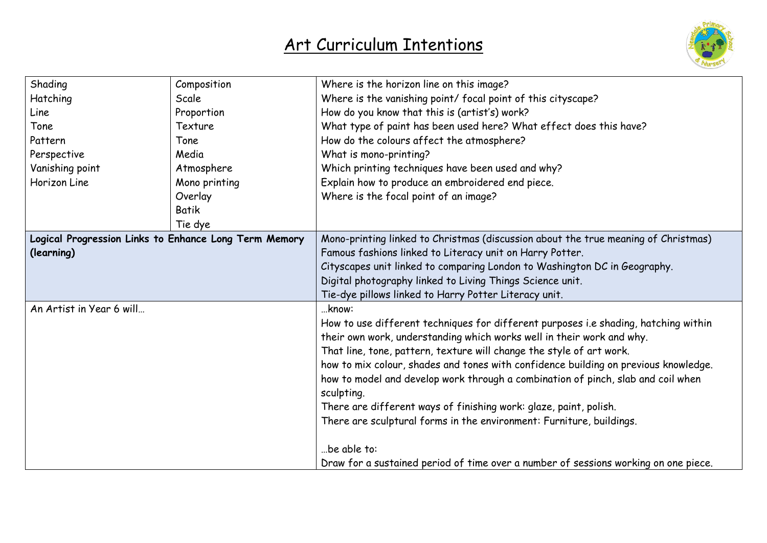# Art Curriculum Intentions

| | | |
|---|---|---|
| Shading<br>Hatching<br>Line<br>Tone<br>Pattern<br>Perspective<br>Vanishing point<br>Horizon Line | Composition<br>Scale<br>Proportion<br>Texture<br>Tone<br>Media<br>Atmosphere<br>Mono printing<br>Overlay<br>Batik<br>Tie dye | Where is the horizon line on this image?<br>Where is the vanishing point/ focal point of this cityscape?<br>How do you know that this is (artist's) work?<br>What type of paint has been used here? What effect does this have?<br>How do the colours affect the atmosphere?<br>What is mono-printing?<br>Which printing techniques have been used and why?<br>Explain how to produce an embroidered end piece.<br>Where is the focal point of an image? |
| **Logical Progression Links to Enhance Long Term Memory (learning)** | | Mono-printing linked to Christmas (discussion about the true meaning of Christmas)<br>Famous fashions linked to Literacy unit on Harry Potter.<br>Cityscapes unit linked to comparing London to Washington DC in Geography.<br>Digital photography linked to Living Things Science unit.<br>Tie-dye pillows linked to Harry Potter Literacy unit. |
| An Artist in Year 6 will… | | …know:<br>How to use different techniques for different purposes i.e shading, hatching within their own work, understanding which works well in their work and why.<br>That line, tone, pattern, texture will change the style of art work.<br>how to mix colour, shades and tones with confidence building on previous knowledge.<br>how to model and develop work through a combination of pinch, slab and coil when sculpting.<br>There are different ways of finishing work: glaze, paint, polish.<br>There are sculptural forms in the environment: Furniture, buildings.<br><br>…be able to:<br>Draw for a sustained period of time over a number of sessions working on one piece. |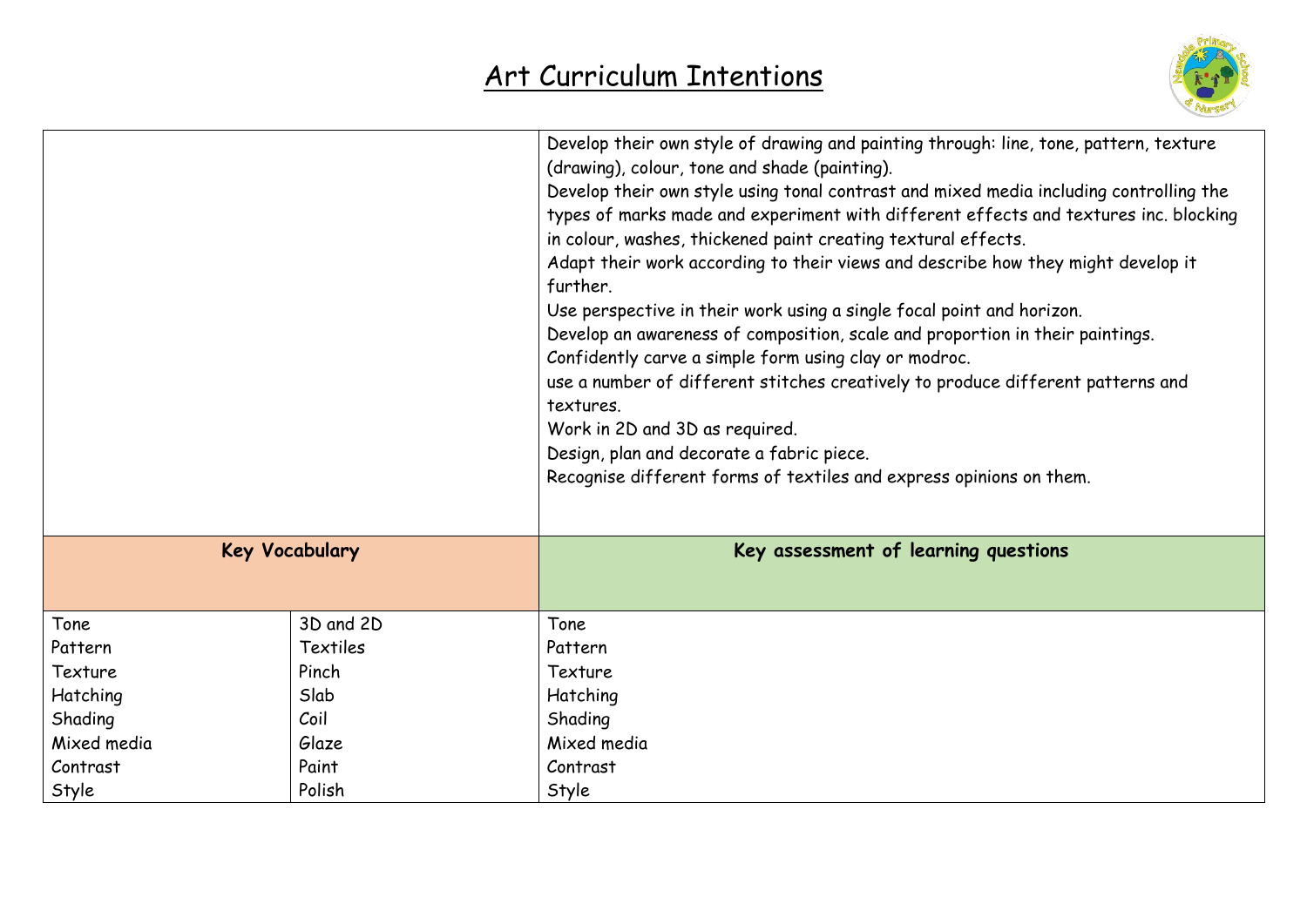# Art Curriculum Intentions

| | | |
|---|---|---|
| | | Develop their own style of drawing and painting through: line, tone, pattern, texture (drawing), colour, tone and shade (painting).<br>Develop their own style using tonal contrast and mixed media including controlling the types of marks made and experiment with different effects and textures inc. blocking in colour, washes, thickened paint creating textural effects.<br>Adapt their work according to their views and describe how they might develop it further.<br>Use perspective in their work using a single focal point and horizon.<br>Develop an awareness of composition, scale and proportion in their paintings.<br>Confidently carve a simple form using clay or modroc.<br>use a number of different stitches creatively to produce different patterns and textures.<br>Work in 2D and 3D as required.<br>Design, plan and decorate a fabric piece.<br>Recognise different forms of textiles and express opinions on them. |
| **Key Vocabulary** | | **Key assessment of learning questions** |
| Tone | 3D and 2D | Tone |
| Pattern | Textiles | Pattern |
| Texture | Pinch | Texture |
| Hatching | Slab | Hatching |
| Shading | Coil | Shading |
| Mixed media | Glaze | Mixed media |
| Contrast | Paint | Contrast |
| Style | Polish | Style |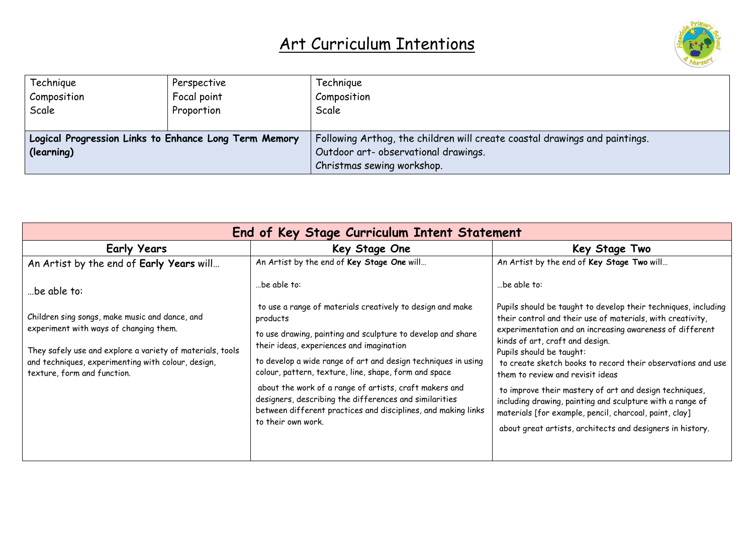# Art Curriculum Intentions

| Technique<br>Composition<br>Scale | Perspective<br>Focal point<br>Proportion | Technique<br>Composition<br>Scale |
|---|---|---|
| **Logical Progression Links to Enhance Long Term Memory (learning)** | | Following Arthog, the children will create coastal drawings and paintings.<br>Outdoor art- observational drawings.<br>Christmas sewing workshop. |

| End of Key Stage Curriculum Intent Statement | | |
|---|---|---|
| **Early Years** | **Key Stage One** | **Key Stage Two** |
| An Artist by the end of **Early Years** will…<br><br>…be able to:<br><br>Children sing songs, make music and dance, and experiment with ways of changing them.<br><br>They safely use and explore a variety of materials, tools and techniques, experimenting with colour, design, texture, form and function. | An Artist by the end of **Key Stage One** will…<br><br>…be able to:<br><br>to use a range of materials creatively to design and make products<br><br>to use drawing, painting and sculpture to develop and share their ideas, experiences and imagination<br><br>to develop a wide range of art and design techniques in using colour, pattern, texture, line, shape, form and space<br><br>about the work of a range of artists, craft makers and designers, describing the differences and similarities between different practices and disciplines, and making links to their own work. | An Artist by the end of **Key Stage Two** will…<br><br>…be able to:<br><br>Pupils should be taught to develop their techniques, including their control and their use of materials, with creativity, experimentation and an increasing awareness of different kinds of art, craft and design.<br>Pupils should be taught:<br>to create sketch books to record their observations and use them to review and revisit ideas<br><br>to improve their mastery of art and design techniques, including drawing, painting and sculpture with a range of materials [for example, pencil, charcoal, paint, clay]<br><br>about great artists, architects and designers in history. |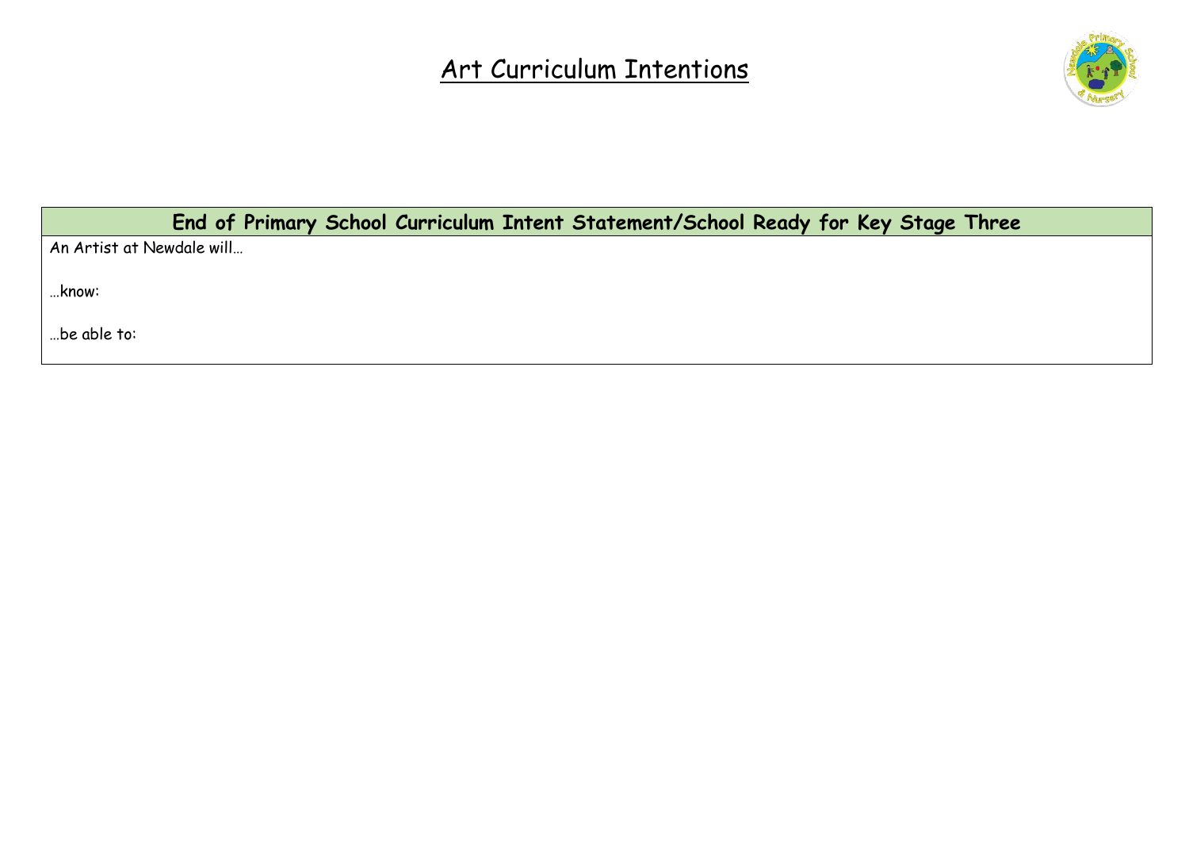# Art Curriculum Intentions

| End of Primary School Curriculum Intent Statement/School Ready for Key Stage Three |
| --- |
| An Artist at Newdale will… <br><br> …know: <br><br> …be able to: |